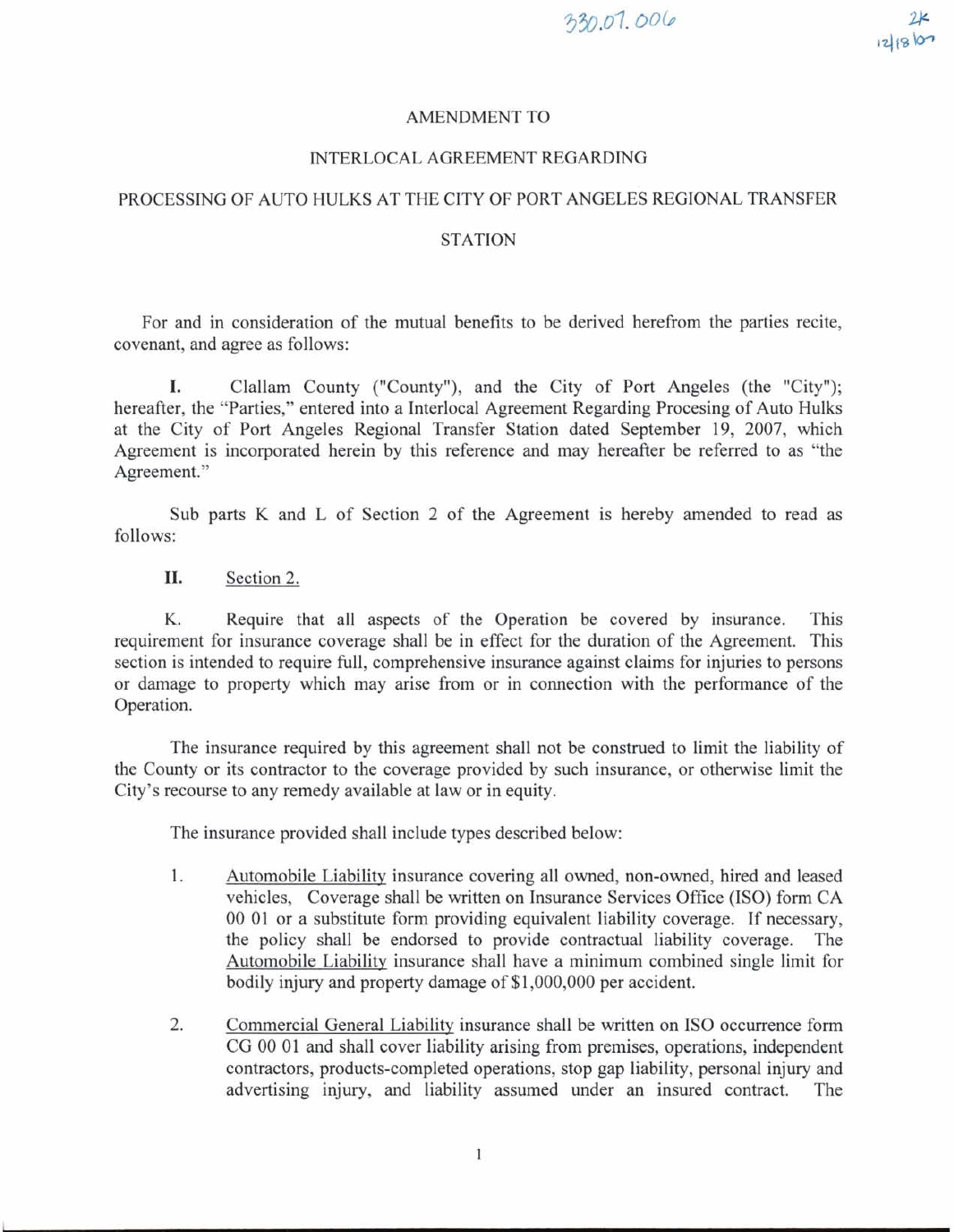330.07.006

2K
12/18/07

# AMENDMENT TO

# INTERLOCAL AGREEMENT REGARDING

# PROCESSING OF AUTO HULKS AT THE CITY OF PORT ANGELES REGIONAL TRANSFER STATION

For and in consideration of the mutual benefits to be derived herefrom the parties recite, covenant, and agree as follows:

**I.** Clallam County ("County"), and the City of Port Angeles (the "City"); hereafter, the "Parties," entered into a Interlocal Agreement Regarding Procesing of Auto Hulks at the City of Port Angeles Regional Transfer Station dated September 19, 2007, which Agreement is incorporated herein by this reference and may hereafter be referred to as "the Agreement."

Sub parts K and L of Section 2 of the Agreement is hereby amended to read as follows:

**II.** Section 2.

K. Require that all aspects of the Operation be covered by insurance. This requirement for insurance coverage shall be in effect for the duration of the Agreement. This section is intended to require full, comprehensive insurance against claims for injuries to persons or damage to property which may arise from or in connection with the performance of the Operation.

The insurance required by this agreement shall not be construed to limit the liability of the County or its contractor to the coverage provided by such insurance, or otherwise limit the City's recourse to any remedy available at law or in equity.

The insurance provided shall include types described below:

1. Automobile Liability insurance covering all owned, non-owned, hired and leased vehicles, Coverage shall be written on Insurance Services Office (ISO) form CA 00 01 or a substitute form providing equivalent liability coverage. If necessary, the policy shall be endorsed to provide contractual liability coverage. The Automobile Liability insurance shall have a minimum combined single limit for bodily injury and property damage of $1,000,000 per accident.

2. Commercial General Liability insurance shall be written on ISO occurrence form CG 00 01 and shall cover liability arising from premises, operations, independent contractors, products-completed operations, stop gap liability, personal injury and advertising injury, and liability assumed under an insured contract. The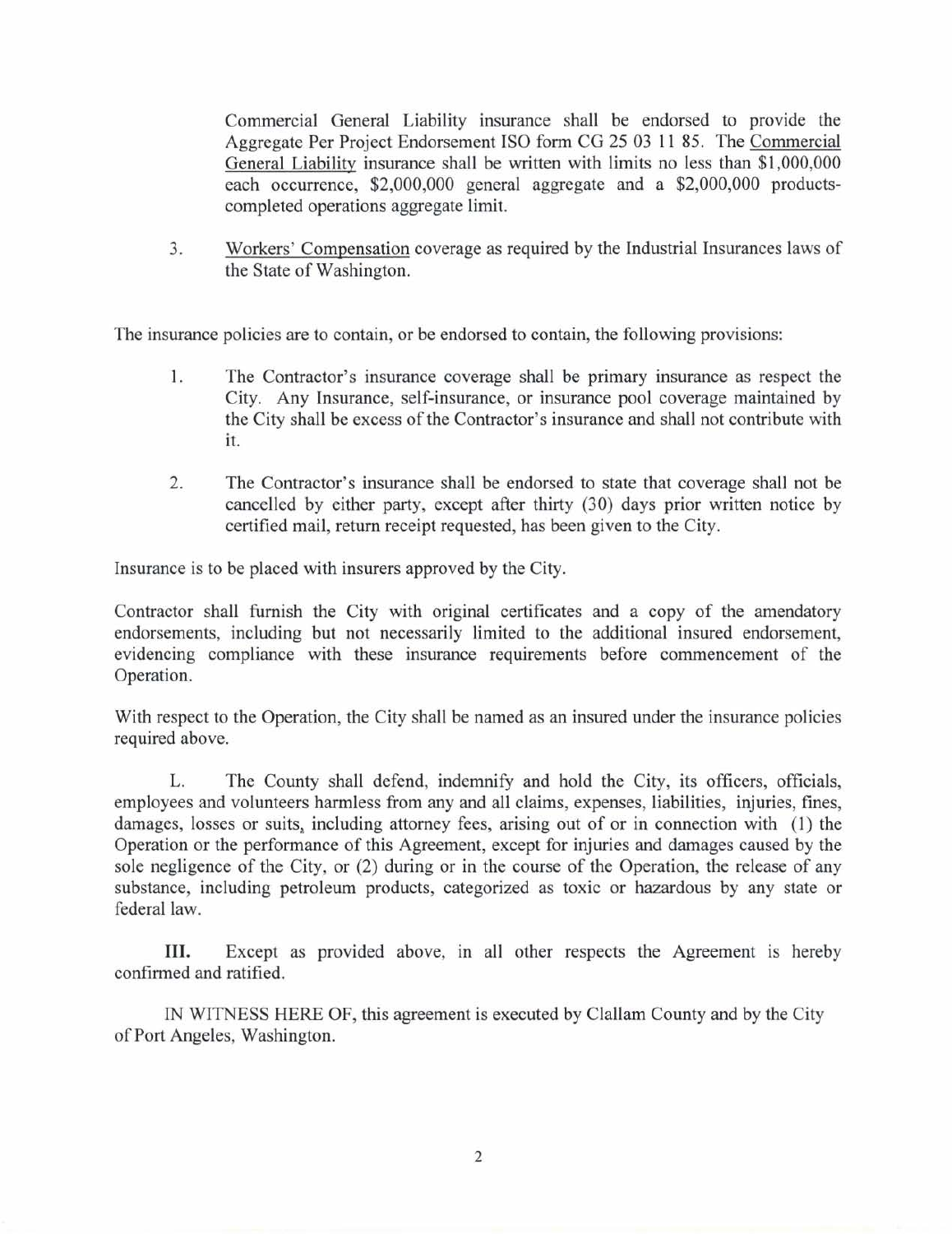Commercial General Liability insurance shall be endorsed to provide the Aggregate Per Project Endorsement ISO form CG 25 03 11 85. The Commercial General Liability insurance shall be written with limits no less than $1,000,000 each occurrence, $2,000,000 general aggregate and a $2,000,000 products-completed operations aggregate limit.

3. Workers' Compensation coverage as required by the Industrial Insurances laws of the State of Washington.

The insurance policies are to contain, or be endorsed to contain, the following provisions:

1. The Contractor's insurance coverage shall be primary insurance as respect the City. Any Insurance, self-insurance, or insurance pool coverage maintained by the City shall be excess of the Contractor's insurance and shall not contribute with it.

2. The Contractor's insurance shall be endorsed to state that coverage shall not be cancelled by either party, except after thirty (30) days prior written notice by certified mail, return receipt requested, has been given to the City.

Insurance is to be placed with insurers approved by the City.

Contractor shall furnish the City with original certificates and a copy of the amendatory endorsements, including but not necessarily limited to the additional insured endorsement, evidencing compliance with these insurance requirements before commencement of the Operation.

With respect to the Operation, the City shall be named as an insured under the insurance policies required above.

L. The County shall defend, indemnify and hold the City, its officers, officials, employees and volunteers harmless from any and all claims, expenses, liabilities, injuries, fines, damages, losses or suits, including attorney fees, arising out of or in connection with (1) the Operation or the performance of this Agreement, except for injuries and damages caused by the sole negligence of the City, or (2) during or in the course of the Operation, the release of any substance, including petroleum products, categorized as toxic or hazardous by any state or federal law.

**III.** Except as provided above, in all other respects the Agreement is hereby confirmed and ratified.

IN WITNESS HERE OF, this agreement is executed by Clallam County and by the City of Port Angeles, Washington.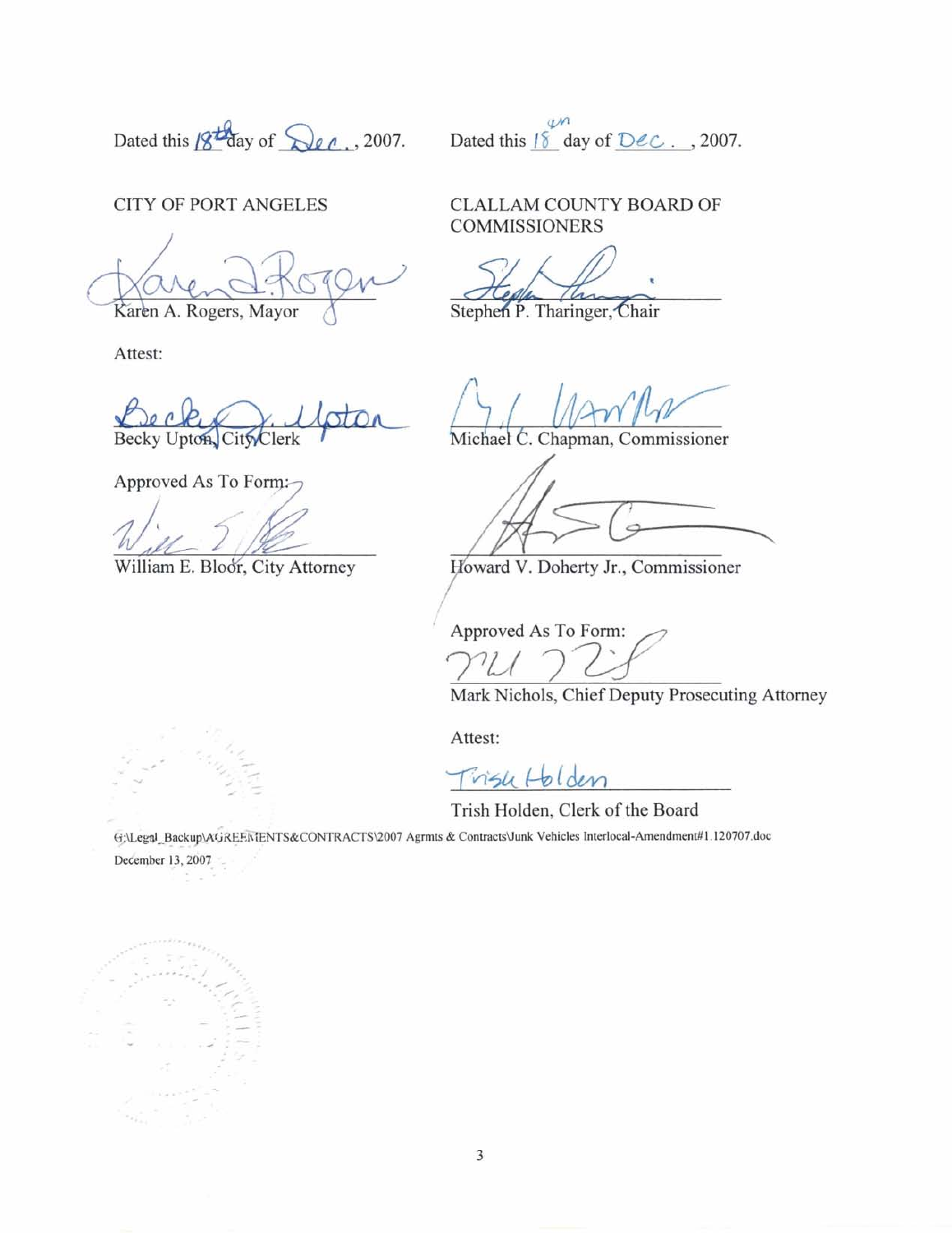Dated this 18th day of Dec., 2007.

CITY OF PORT ANGELES

Karen A. Rogers, Mayor

Attest:

Becky Upton, City Clerk

Approved As To Form:

William E. Bloor, City Attorney

Dated this 18th day of Dec., 2007.

CLALLAM COUNTY BOARD OF COMMISSIONERS

Stephen P. Tharinger, Chair

Michael C. Chapman, Commissioner

Howard V. Doherty Jr., Commissioner

Approved As To Form:

Mark Nichols, Chief Deputy Prosecuting Attorney

Attest:

Trish Holden

Trish Holden, Clerk of the Board

G:\Legal_Backup\AGREEMENTS&CONTRACTS\2007 Agrmts & Contracts\Junk Vehicles Interlocal-Amendment#1.120707.doc

December 13, 2007